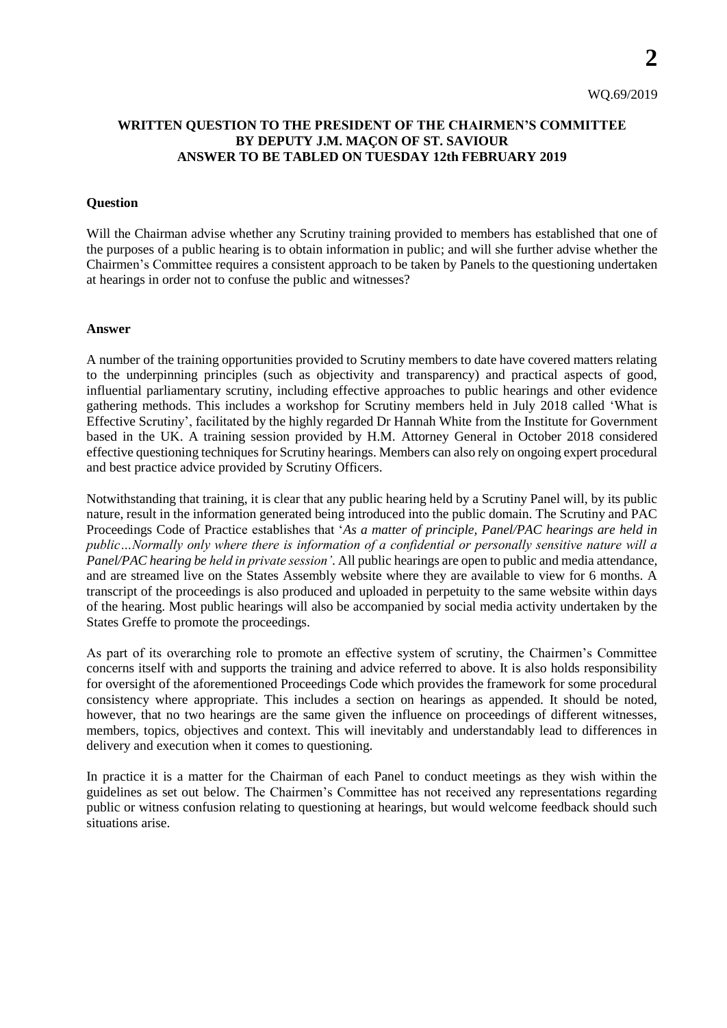WQ.69/2019

**WRITTEN QUESTION TO THE PRESIDENT OF THE CHAIRMEN'S COMMITTEE BY DEPUTY J.M. MAÇON OF ST. SAVIOUR ANSWER TO BE TABLED ON TUESDAY 12th FEBRUARY 2019**

**Question**

Will the Chairman advise whether any Scrutiny training provided to members has established that one of the purposes of a public hearing is to obtain information in public; and will she further advise whether the Chairmen's Committee requires a consistent approach to be taken by Panels to the questioning undertaken at hearings in order not to confuse the public and witnesses?

**Answer**

A number of the training opportunities provided to Scrutiny members to date have covered matters relating to the underpinning principles (such as objectivity and transparency) and practical aspects of good, influential parliamentary scrutiny, including effective approaches to public hearings and other evidence gathering methods. This includes a workshop for Scrutiny members held in July 2018 called 'What is Effective Scrutiny', facilitated by the highly regarded Dr Hannah White from the Institute for Government based in the UK. A training session provided by H.M. Attorney General in October 2018 considered effective questioning techniques for Scrutiny hearings. Members can also rely on ongoing expert procedural and best practice advice provided by Scrutiny Officers.

Notwithstanding that training, it is clear that any public hearing held by a Scrutiny Panel will, by its public nature, result in the information generated being introduced into the public domain. The Scrutiny and PAC Proceedings Code of Practice establishes that '*As a matter of principle, Panel/PAC hearings are held in public…Normally only where there is information of a confidential or personally sensitive nature will a Panel/PAC hearing be held in private session'*. All public hearings are open to public and media attendance, and are streamed live on the States Assembly website where they are available to view for 6 months. A transcript of the proceedings is also produced and uploaded in perpetuity to the same website within days of the hearing. Most public hearings will also be accompanied by social media activity undertaken by the States Greffe to promote the proceedings.

As part of its overarching role to promote an effective system of scrutiny, the Chairmen's Committee concerns itself with and supports the training and advice referred to above. It is also holds responsibility for oversight of the aforementioned Proceedings Code which provides the framework for some procedural consistency where appropriate. This includes a section on hearings as appended. It should be noted, however, that no two hearings are the same given the influence on proceedings of different witnesses, members, topics, objectives and context. This will inevitably and understandably lead to differences in delivery and execution when it comes to questioning.

In practice it is a matter for the Chairman of each Panel to conduct meetings as they wish within the guidelines as set out below. The Chairmen's Committee has not received any representations regarding public or witness confusion relating to questioning at hearings, but would welcome feedback should such situations arise.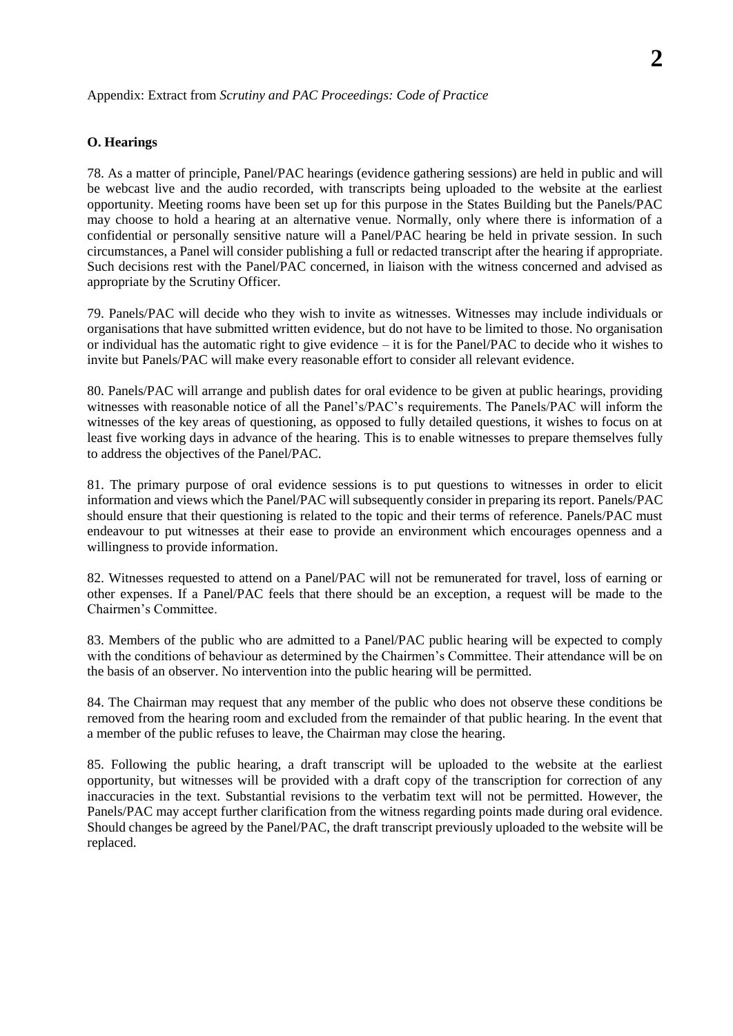Appendix: Extract from *Scrutiny and PAC Proceedings: Code of Practice*

**O. Hearings**

78. As a matter of principle, Panel/PAC hearings (evidence gathering sessions) are held in public and will be webcast live and the audio recorded, with transcripts being uploaded to the website at the earliest opportunity. Meeting rooms have been set up for this purpose in the States Building but the Panels/PAC may choose to hold a hearing at an alternative venue. Normally, only where there is information of a confidential or personally sensitive nature will a Panel/PAC hearing be held in private session. In such circumstances, a Panel will consider publishing a full or redacted transcript after the hearing if appropriate. Such decisions rest with the Panel/PAC concerned, in liaison with the witness concerned and advised as appropriate by the Scrutiny Officer.

79. Panels/PAC will decide who they wish to invite as witnesses. Witnesses may include individuals or organisations that have submitted written evidence, but do not have to be limited to those. No organisation or individual has the automatic right to give evidence – it is for the Panel/PAC to decide who it wishes to invite but Panels/PAC will make every reasonable effort to consider all relevant evidence.

80. Panels/PAC will arrange and publish dates for oral evidence to be given at public hearings, providing witnesses with reasonable notice of all the Panel's/PAC's requirements. The Panels/PAC will inform the witnesses of the key areas of questioning, as opposed to fully detailed questions, it wishes to focus on at least five working days in advance of the hearing. This is to enable witnesses to prepare themselves fully to address the objectives of the Panel/PAC.

81. The primary purpose of oral evidence sessions is to put questions to witnesses in order to elicit information and views which the Panel/PAC will subsequently consider in preparing its report. Panels/PAC should ensure that their questioning is related to the topic and their terms of reference. Panels/PAC must endeavour to put witnesses at their ease to provide an environment which encourages openness and a willingness to provide information.

82. Witnesses requested to attend on a Panel/PAC will not be remunerated for travel, loss of earning or other expenses. If a Panel/PAC feels that there should be an exception, a request will be made to the Chairmen's Committee.

83. Members of the public who are admitted to a Panel/PAC public hearing will be expected to comply with the conditions of behaviour as determined by the Chairmen's Committee. Their attendance will be on the basis of an observer. No intervention into the public hearing will be permitted.

84. The Chairman may request that any member of the public who does not observe these conditions be removed from the hearing room and excluded from the remainder of that public hearing. In the event that a member of the public refuses to leave, the Chairman may close the hearing.

85. Following the public hearing, a draft transcript will be uploaded to the website at the earliest opportunity, but witnesses will be provided with a draft copy of the transcription for correction of any inaccuracies in the text. Substantial revisions to the verbatim text will not be permitted. However, the Panels/PAC may accept further clarification from the witness regarding points made during oral evidence. Should changes be agreed by the Panel/PAC, the draft transcript previously uploaded to the website will be replaced.